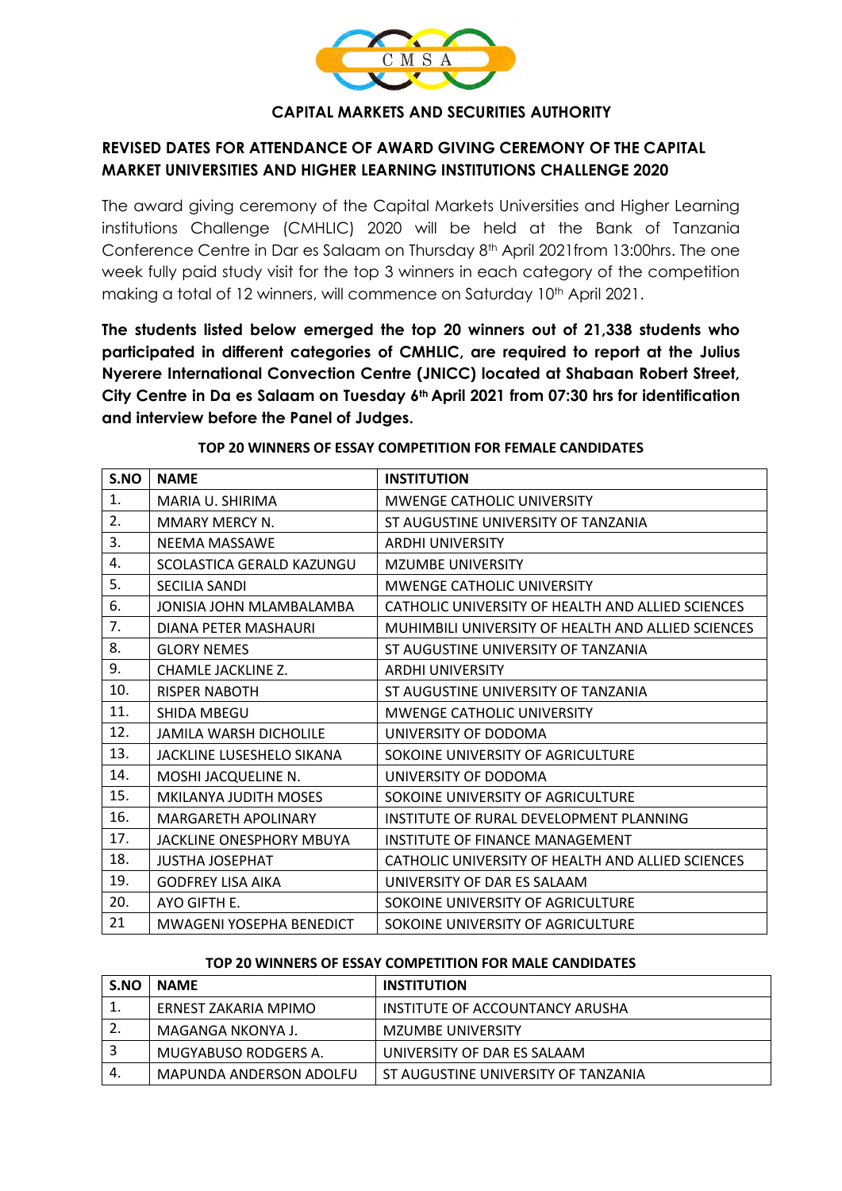CMSA

**CAPITAL MARKETS AND SECURITIES AUTHORITY**

## REVISED DATES FOR ATTENDANCE OF AWARD GIVING CEREMONY OF THE CAPITAL MARKET UNIVERSITIES AND HIGHER LEARNING INSTITUTIONS CHALLENGE 2020

The award giving ceremony of the Capital Markets Universities and Higher Learning institutions Challenge (CMHLIC) 2020 will be held at the Bank of Tanzania Conference Centre in Dar es Salaam on Thursday 8th April 2021from 13:00hrs. The one week fully paid study visit for the top 3 winners in each category of the competition making a total of 12 winners, will commence on Saturday 10th April 2021.

**The students listed below emerged the top 20 winners out of 21,338 students who participated in different categories of CMHLIC, are required to report at the Julius Nyerere International Convection Centre (JNICC) located at Shabaan Robert Street, City Centre in Da es Salaam on Tuesday 6th April 2021 from 07:30 hrs for identification and interview before the Panel of Judges.**

**TOP 20 WINNERS OF ESSAY COMPETITION FOR FEMALE CANDIDATES**

| S.NO | NAME | INSTITUTION |
|---|---|---|
| 1. | MARIA U. SHIRIMA | MWENGE CATHOLIC UNIVERSITY |
| 2. | MMARY MERCY N. | ST AUGUSTINE UNIVERSITY OF TANZANIA |
| 3. | NEEMA MASSAWE | ARDHI UNIVERSITY |
| 4. | SCOLASTICA GERALD KAZUNGU | MZUMBE UNIVERSITY |
| 5. | SECILIA SANDI | MWENGE CATHOLIC UNIVERSITY |
| 6. | JONISIA JOHN MLAMBALAMBA | CATHOLIC UNIVERSITY OF HEALTH AND ALLIED SCIENCES |
| 7. | DIANA PETER MASHAURI | MUHIMBILI UNIVERSITY OF HEALTH AND ALLIED SCIENCES |
| 8. | GLORY NEMES | ST AUGUSTINE UNIVERSITY OF TANZANIA |
| 9. | CHAMLE JACKLINE Z. | ARDHI UNIVERSITY |
| 10. | RISPER NABOTH | ST AUGUSTINE UNIVERSITY OF TANZANIA |
| 11. | SHIDA MBEGU | MWENGE CATHOLIC UNIVERSITY |
| 12. | JAMILA WARSH DICHOLILE | UNIVERSITY OF DODOMA |
| 13. | JACKLINE LUSESHELO SIKANA | SOKOINE UNIVERSITY OF AGRICULTURE |
| 14. | MOSHI JACQUELINE N. | UNIVERSITY OF DODOMA |
| 15. | MKILANYA JUDITH MOSES | SOKOINE UNIVERSITY OF AGRICULTURE |
| 16. | MARGARETH APOLINARY | INSTITUTE OF RURAL DEVELOPMENT PLANNING |
| 17. | JACKLINE ONESPHORY MBUYA | INSTITUTE OF FINANCE MANAGEMENT |
| 18. | JUSTHA JOSEPHAT | CATHOLIC UNIVERSITY OF HEALTH AND ALLIED SCIENCES |
| 19. | GODFREY LISA AIKA | UNIVERSITY OF DAR ES SALAAM |
| 20. | AYO GIFTH E. | SOKOINE UNIVERSITY OF AGRICULTURE |
| 21 | MWAGENI YOSEPHA BENEDICT | SOKOINE UNIVERSITY OF AGRICULTURE |

**TOP 20 WINNERS OF ESSAY COMPETITION FOR MALE CANDIDATES**

| S.NO | NAME | INSTITUTION |
|---|---|---|
| 1. | ERNEST ZAKARIA MPIMO | INSTITUTE OF ACCOUNTANCY ARUSHA |
| 2. | MAGANGA NKONYA J. | MZUMBE UNIVERSITY |
| 3 | MUGYABUSO RODGERS A. | UNIVERSITY OF DAR ES SALAAM |
| 4. | MAPUNDA ANDERSON ADOLFU | ST AUGUSTINE UNIVERSITY OF TANZANIA |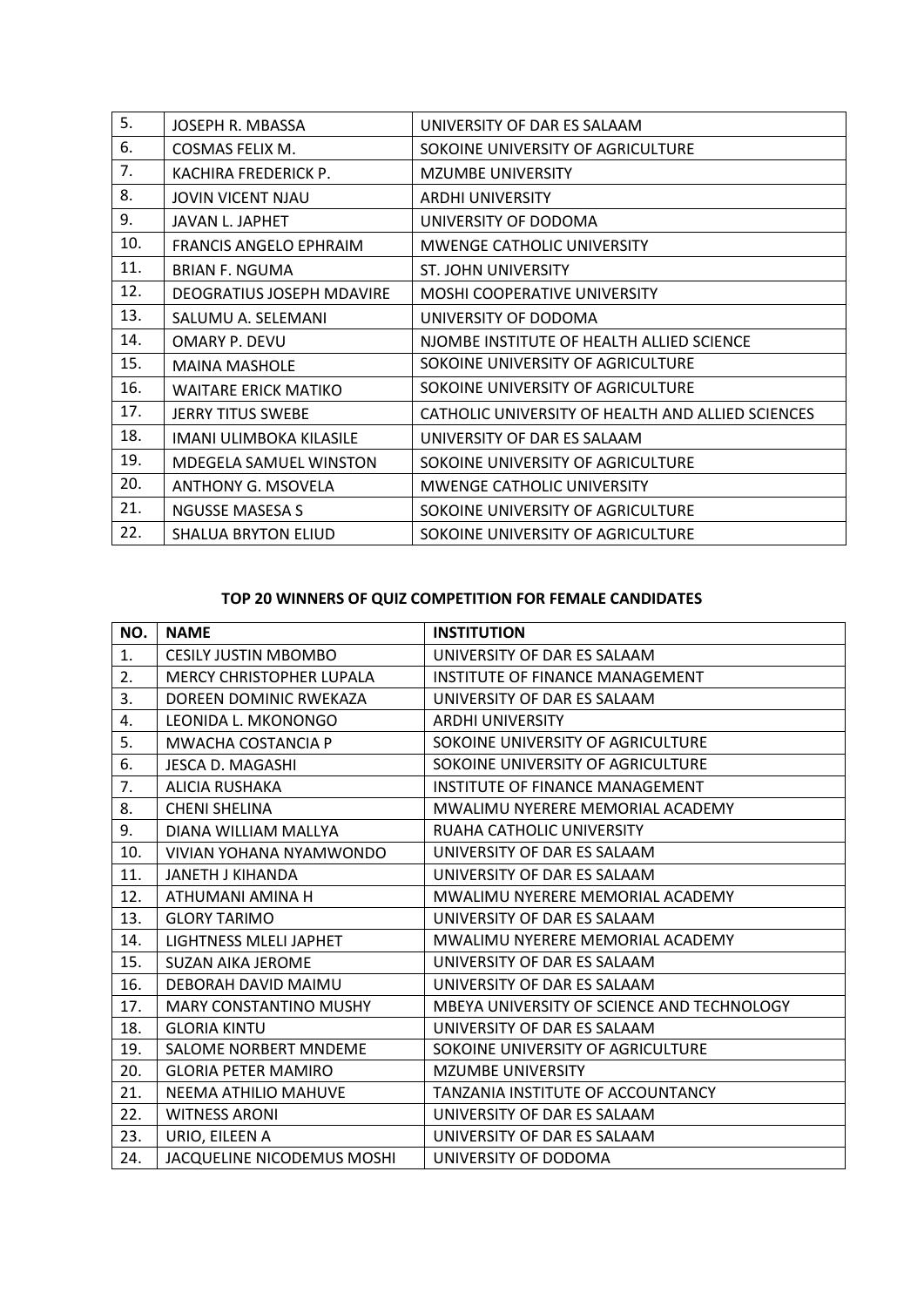| | | |
|---|---|---|
| 5. | JOSEPH R. MBASSA | UNIVERSITY OF DAR ES SALAAM |
| 6. | COSMAS FELIX M. | SOKOINE UNIVERSITY OF AGRICULTURE |
| 7. | KACHIRA FREDERICK P. | MZUMBE UNIVERSITY |
| 8. | JOVIN VICENT NJAU | ARDHI UNIVERSITY |
| 9. | JAVAN L. JAPHET | UNIVERSITY OF DODOMA |
| 10. | FRANCIS ANGELO EPHRAIM | MWENGE CATHOLIC UNIVERSITY |
| 11. | BRIAN F. NGUMA | ST. JOHN UNIVERSITY |
| 12. | DEOGRATIUS JOSEPH MDAVIRE | MOSHI COOPERATIVE UNIVERSITY |
| 13. | SALUMU A. SELEMANI | UNIVERSITY OF DODOMA |
| 14. | OMARY P. DEVU | NJOMBE INSTITUTE OF HEALTH ALLIED SCIENCE |
| 15. | MAINA MASHOLE | SOKOINE UNIVERSITY OF AGRICULTURE |
| 16. | WAITARE ERICK MATIKO | SOKOINE UNIVERSITY OF AGRICULTURE |
| 17. | JERRY TITUS SWEBE | CATHOLIC UNIVERSITY OF HEALTH AND ALLIED SCIENCES |
| 18. | IMANI ULIMBOKA KILASILE | UNIVERSITY OF DAR ES SALAAM |
| 19. | MDEGELA SAMUEL WINSTON | SOKOINE UNIVERSITY OF AGRICULTURE |
| 20. | ANTHONY G. MSOVELA | MWENGE CATHOLIC UNIVERSITY |
| 21. | NGUSSE MASESA S | SOKOINE UNIVERSITY OF AGRICULTURE |
| 22. | SHALUA BRYTON ELIUD | SOKOINE UNIVERSITY OF AGRICULTURE |

**TOP 20 WINNERS OF QUIZ COMPETITION FOR FEMALE CANDIDATES**

| NO. | NAME | INSTITUTION |
|---|---|---|
| 1. | CESILY JUSTIN MBOMBO | UNIVERSITY OF DAR ES SALAAM |
| 2. | MERCY CHRISTOPHER LUPALA | INSTITUTE OF FINANCE MANAGEMENT |
| 3. | DOREEN DOMINIC RWEKAZA | UNIVERSITY OF DAR ES SALAAM |
| 4. | LEONIDA L. MKONONGO | ARDHI UNIVERSITY |
| 5. | MWACHA COSTANCIA P | SOKOINE UNIVERSITY OF AGRICULTURE |
| 6. | JESCA D. MAGASHI | SOKOINE UNIVERSITY OF AGRICULTURE |
| 7. | ALICIA RUSHAKA | INSTITUTE OF FINANCE MANAGEMENT |
| 8. | CHENI SHELINA | MWALIMU NYERERE MEMORIAL ACADEMY |
| 9. | DIANA WILLIAM MALLYA | RUAHA CATHOLIC UNIVERSITY |
| 10. | VIVIAN YOHANA NYAMWONDO | UNIVERSITY OF DAR ES SALAAM |
| 11. | JANETH J KIHANDA | UNIVERSITY OF DAR ES SALAAM |
| 12. | ATHUMANI AMINA H | MWALIMU NYERERE MEMORIAL ACADEMY |
| 13. | GLORY TARIMO | UNIVERSITY OF DAR ES SALAAM |
| 14. | LIGHTNESS MLELI JAPHET | MWALIMU NYERERE MEMORIAL ACADEMY |
| 15. | SUZAN AIKA JEROME | UNIVERSITY OF DAR ES SALAAM |
| 16. | DEBORAH DAVID MAIMU | UNIVERSITY OF DAR ES SALAAM |
| 17. | MARY CONSTANTINO MUSHY | MBEYA UNIVERSITY OF SCIENCE AND TECHNOLOGY |
| 18. | GLORIA KINTU | UNIVERSITY OF DAR ES SALAAM |
| 19. | SALOME NORBERT MNDEME | SOKOINE UNIVERSITY OF AGRICULTURE |
| 20. | GLORIA PETER MAMIRO | MZUMBE UNIVERSITY |
| 21. | NEEMA ATHILIO MAHUVE | TANZANIA INSTITUTE OF ACCOUNTANCY |
| 22. | WITNESS ARONI | UNIVERSITY OF DAR ES SALAAM |
| 23. | URIO, EILEEN A | UNIVERSITY OF DAR ES SALAAM |
| 24. | JACQUELINE NICODEMUS MOSHI | UNIVERSITY OF DODOMA |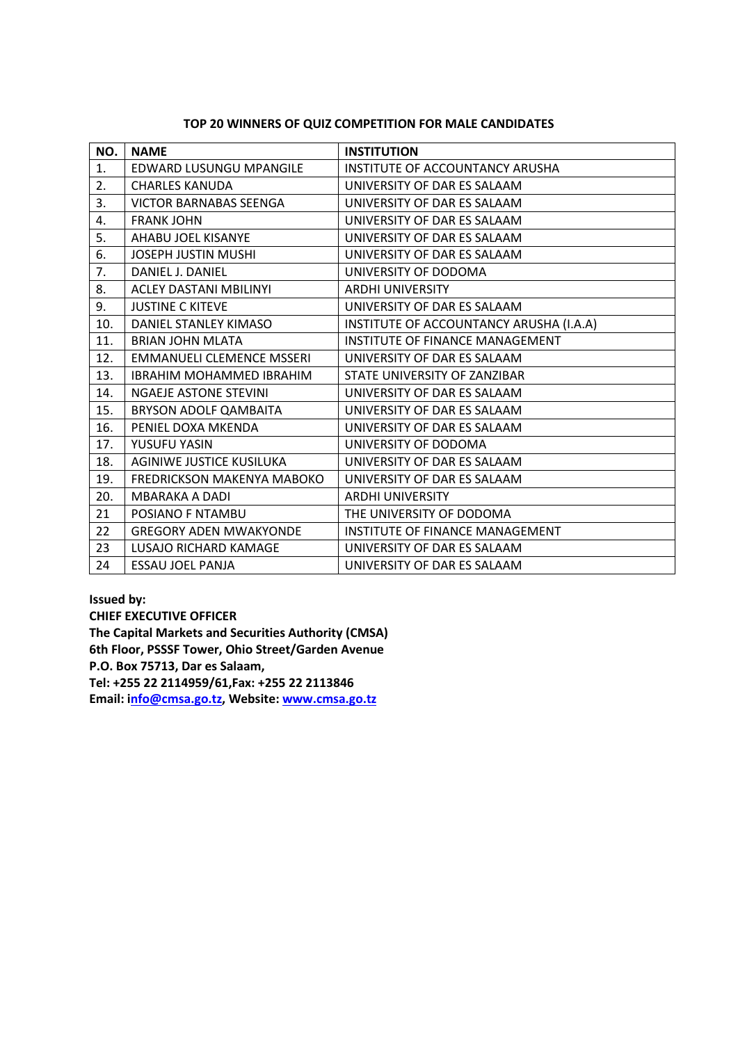**TOP 20 WINNERS OF QUIZ COMPETITION FOR MALE CANDIDATES**

| NO. | NAME | INSTITUTION |
|---|---|---|
| 1. | EDWARD LUSUNGU MPANGILE | INSTITUTE OF ACCOUNTANCY ARUSHA |
| 2. | CHARLES KANUDA | UNIVERSITY OF DAR ES SALAAM |
| 3. | VICTOR BARNABAS SEENGA | UNIVERSITY OF DAR ES SALAAM |
| 4. | FRANK JOHN | UNIVERSITY OF DAR ES SALAAM |
| 5. | AHABU JOEL KISANYE | UNIVERSITY OF DAR ES SALAAM |
| 6. | JOSEPH JUSTIN MUSHI | UNIVERSITY OF DAR ES SALAAM |
| 7. | DANIEL J. DANIEL | UNIVERSITY OF DODOMA |
| 8. | ACLEY DASTANI MBILINYI | ARDHI UNIVERSITY |
| 9. | JUSTINE C KITEVE | UNIVERSITY OF DAR ES SALAAM |
| 10. | DANIEL STANLEY KIMASO | INSTITUTE OF ACCOUNTANCY ARUSHA (I.A.A) |
| 11. | BRIAN JOHN MLATA | INSTITUTE OF FINANCE MANAGEMENT |
| 12. | EMMANUELI CLEMENCE MSSERI | UNIVERSITY OF DAR ES SALAAM |
| 13. | IBRAHIM MOHAMMED IBRAHIM | STATE UNIVERSITY OF ZANZIBAR |
| 14. | NGAEJE ASTONE STEVINI | UNIVERSITY OF DAR ES SALAAM |
| 15. | BRYSON ADOLF QAMBAITA | UNIVERSITY OF DAR ES SALAAM |
| 16. | PENIEL DOXA MKENDA | UNIVERSITY OF DAR ES SALAAM |
| 17. | YUSUFU YASIN | UNIVERSITY OF DODOMA |
| 18. | AGINIWE JUSTICE KUSILUKA | UNIVERSITY OF DAR ES SALAAM |
| 19. | FREDRICKSON MAKENYA MABOKO | UNIVERSITY OF DAR ES SALAAM |
| 20. | MBARAKA A DADI | ARDHI UNIVERSITY |
| 21 | POSIANO F NTAMBU | THE UNIVERSITY OF DODOMA |
| 22 | GREGORY ADEN MWAKYONDE | INSTITUTE OF FINANCE MANAGEMENT |
| 23 | LUSAJO RICHARD KAMAGE | UNIVERSITY OF DAR ES SALAAM |
| 24 | ESSAU JOEL PANJA | UNIVERSITY OF DAR ES SALAAM |

**Issued by:**
**CHIEF EXECUTIVE OFFICER**
**The Capital Markets and Securities Authority (CMSA)**
**6th Floor, PSSSF Tower, Ohio Street/Garden Avenue**
**P.O. Box 75713, Dar es Salaam,**
**Tel: +255 22 2114959/61,Fax: +255 22 2113846**
**Email: info@cmsa.go.tz, Website: www.cmsa.go.tz**